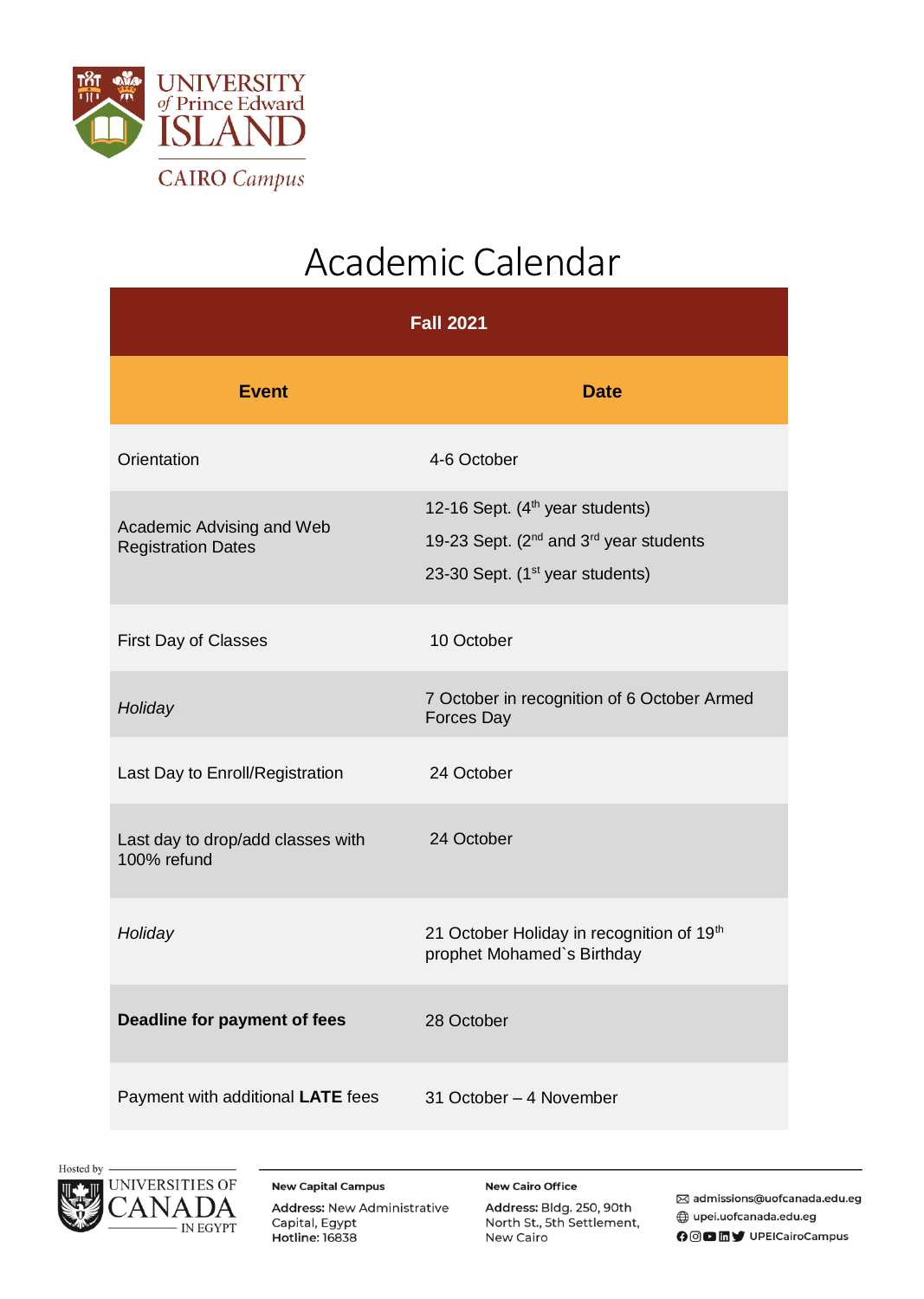UNIVERSITY of Prince Edward ISLAND

CAIRO Campus

# Academic Calendar

| Fall 2021 | |
|---|---|
| **Event** | **Date** |
| Orientation | 4-6 October |
| Academic Advising and Web Registration Dates | 12-16 Sept. (4th year students)<br>19-23 Sept. (2nd and 3rd year students<br>23-30 Sept. (1st year students) |
| First Day of Classes | 10 October |
| *Holiday* | 7 October in recognition of 6 October Armed Forces Day |
| Last Day to Enroll/Registration | 24 October |
| Last day to drop/add classes with 100% refund | 24 October |
| *Holiday* | 21 October Holiday in recognition of 19th prophet Mohamed`s Birthday |
| **Deadline for payment of fees** | 28 October |
| Payment with additional **LATE** fees | 31 October – 4 November |

Hosted by UNIVERSITIES OF CANADA IN EGYPT

**New Capital Campus**
**Address:** New Administrative Capital, Egypt
**Hotline:** 16838

**New Cairo Office**
**Address:** Bldg. 250, 90th North St., 5th Settlement, New Cairo

admissions@uofcanada.edu.eg
upei.uofcanada.edu.eg
UPEICairoCampus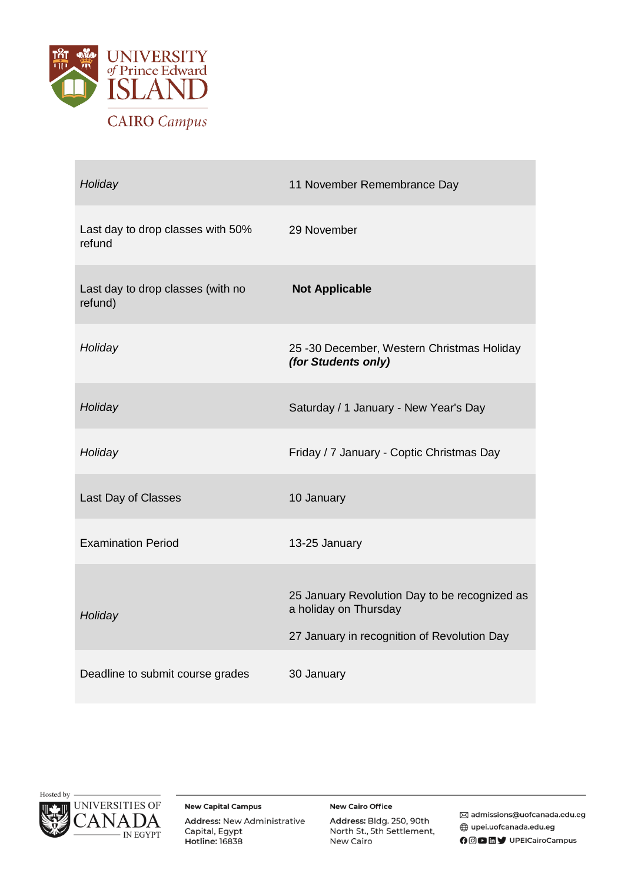| | |
|---|---|
| *Holiday* | 11 November Remembrance Day |
| Last day to drop classes with 50% refund | 29 November |
| Last day to drop classes (with no refund) | **Not Applicable** |
| *Holiday* | 25 -30 December, Western Christmas Holiday ***(for Students only)*** |
| *Holiday* | Saturday / 1 January - New Year's Day |
| *Holiday* | Friday / 7 January - Coptic Christmas Day |
| Last Day of Classes | 10 January |
| Examination Period | 13-25 January |
| *Holiday* | 25 January Revolution Day to be recognized as a holiday on Thursday<br><br>27 January in recognition of Revolution Day |
| Deadline to submit course grades | 30 January |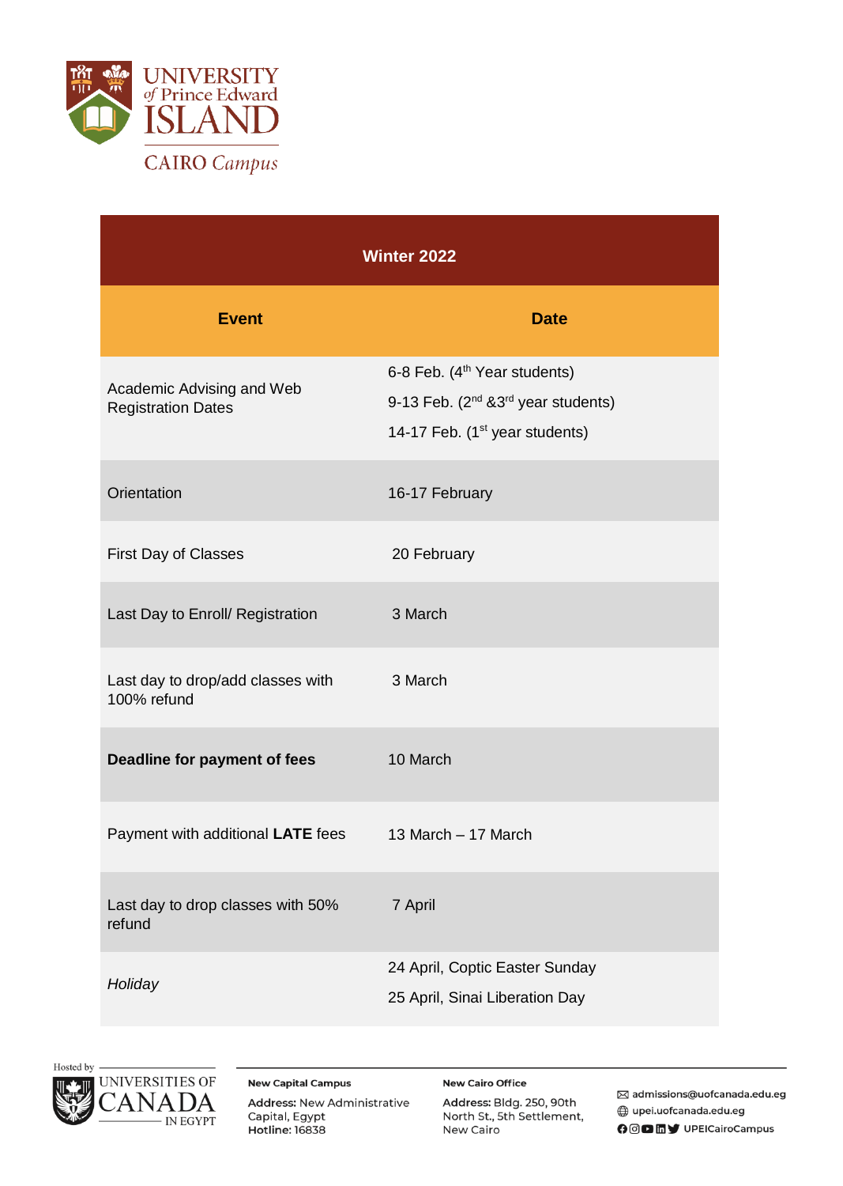| Winter 2022 | |
|---|---|
| **Event** | **Date** |
| Academic Advising and Web Registration Dates | 6-8 Feb. (4th Year students)<br>9-13 Feb. (2nd &3rd year students)<br>14-17 Feb. (1st year students) |
| Orientation | 16-17 February |
| First Day of Classes | 20 February |
| Last Day to Enroll/ Registration | 3 March |
| Last day to drop/add classes with 100% refund | 3 March |
| **Deadline for payment of fees** | 10 March |
| Payment with additional **LATE** fees | 13 March – 17 March |
| Last day to drop classes with 50% refund | 7 April |
| *Holiday* | 24 April, Coptic Easter Sunday<br>25 April, Sinai Liberation Day |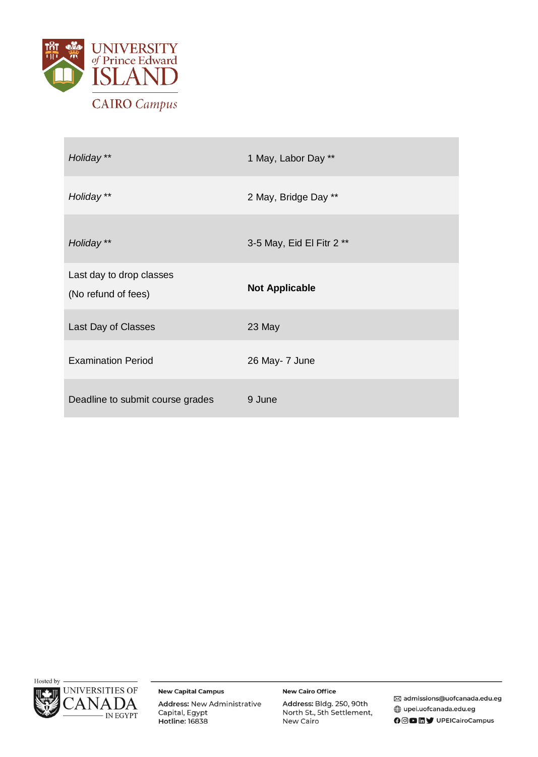| | |
|---|---|
| *Holiday* ** | 1 May, Labor Day ** |
| *Holiday* ** | 2 May, Bridge Day ** |
| *Holiday* ** | 3-5 May, Eid El Fitr 2 ** |
| Last day to drop classes (No refund of fees) | **Not Applicable** |
| Last Day of Classes | 23 May |
| Examination Period | 26 May- 7 June |
| Deadline to submit course grades | 9 June |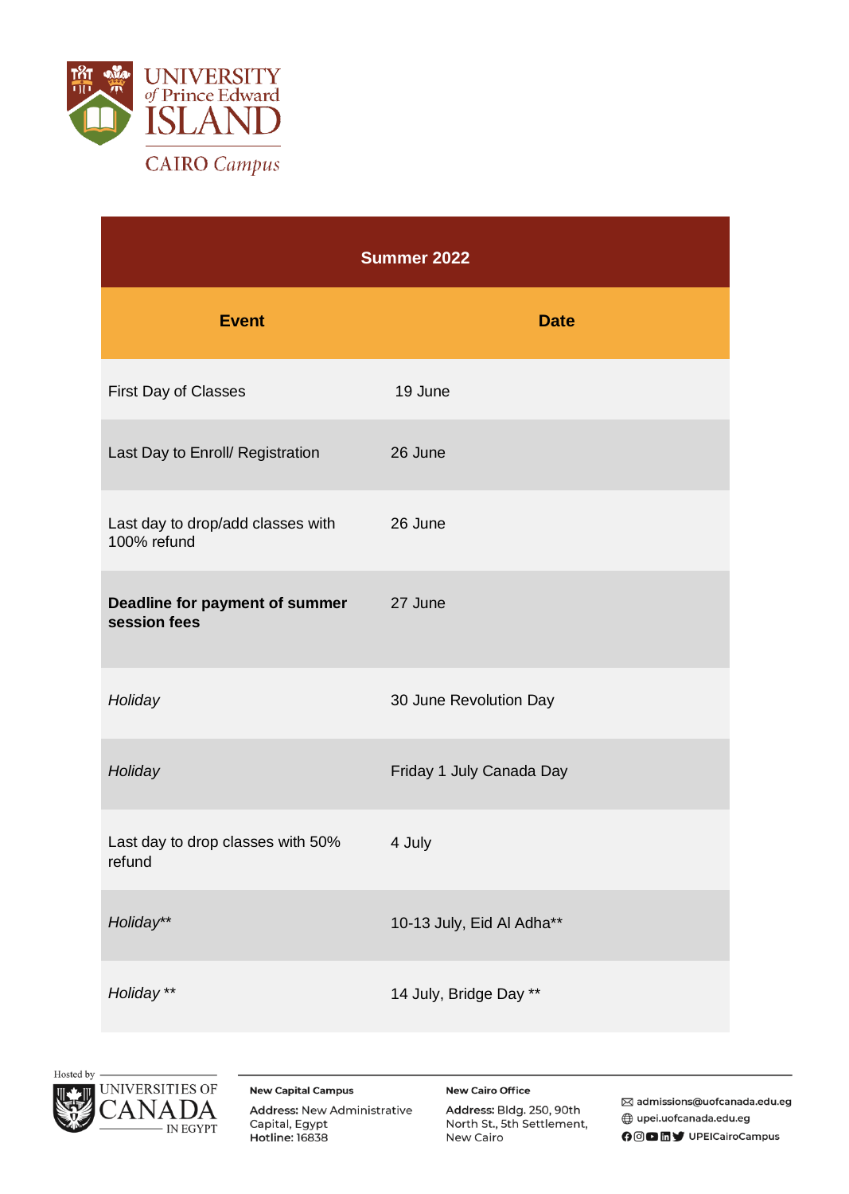| Summer 2022 | |
|---|---|
| **Event** | **Date** |
| First Day of Classes | 19 June |
| Last Day to Enroll/ Registration | 26 June |
| Last day to drop/add classes with 100% refund | 26 June |
| **Deadline for payment of summer session fees** | 27 June |
| *Holiday* | 30 June Revolution Day |
| *Holiday* | Friday 1 July Canada Day |
| Last day to drop classes with 50% refund | 4 July |
| *Holiday*** | 10-13 July, Eid Al Adha** |
| *Holiday* ** | 14 July, Bridge Day ** |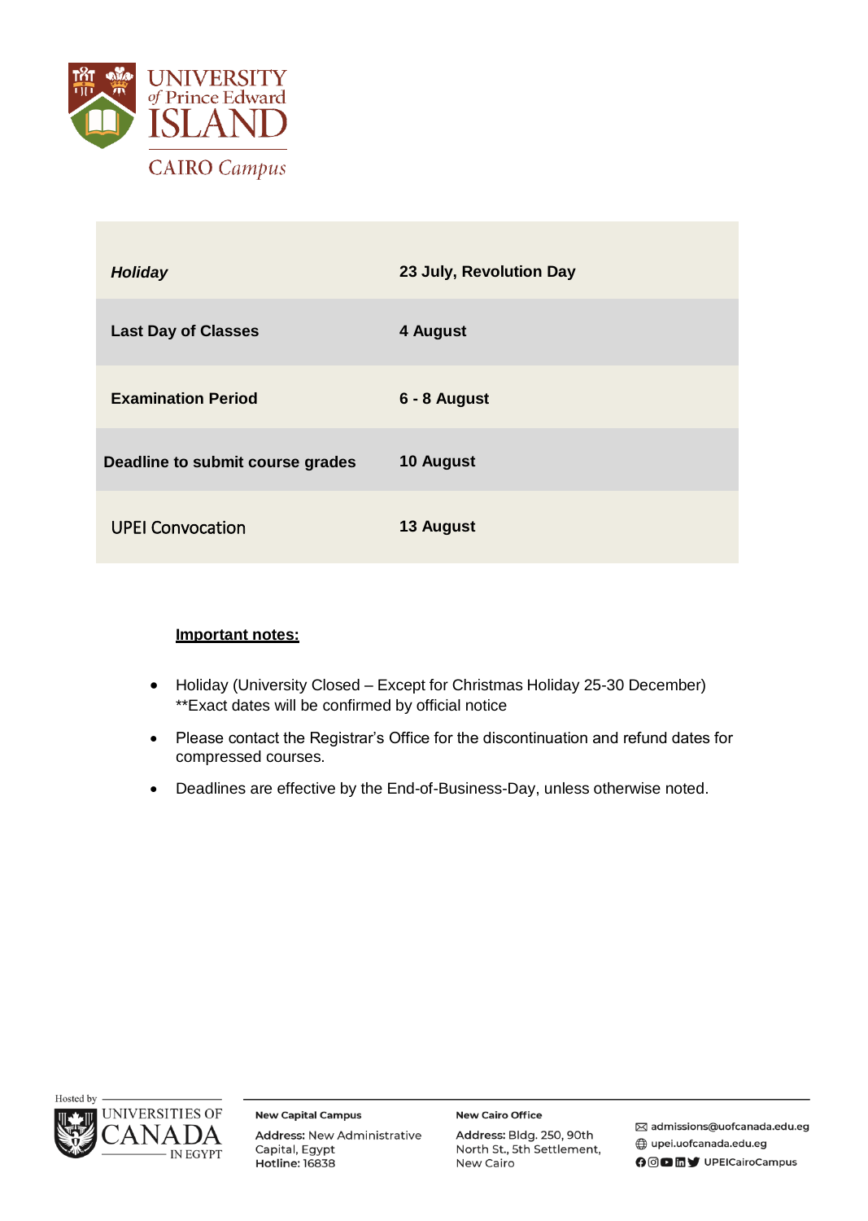| | |
|---|---|
| ***Holiday*** | **23 July, Revolution Day** |
| **Last Day of Classes** | **4 August** |
| **Examination Period** | **6 - 8 August** |
| **Deadline to submit course grades** | **10 August** |
| UPEI Convocation | **13 August** |

**<u>Important notes:</u>**

- Holiday (University Closed – Except for Christmas Holiday 25-30 December) **Exact dates will be confirmed by official notice
- Please contact the Registrar's Office for the discontinuation and refund dates for compressed courses.
- Deadlines are effective by the End-of-Business-Day, unless otherwise noted.